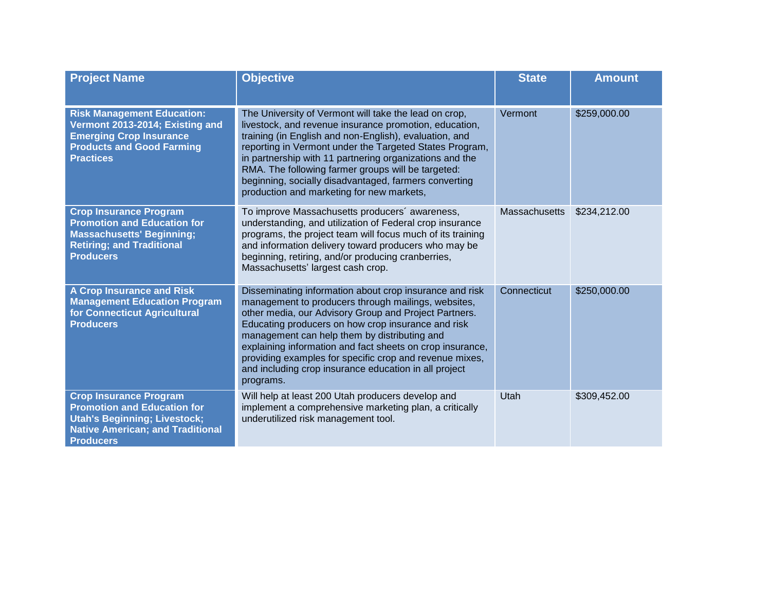| Project Name | Objective | State | Amount |
|---|---|---|---|
| **Risk Management Education: Vermont 2013-2014; Existing and Emerging Crop Insurance Products and Good Farming Practices** | The University of Vermont will take the lead on crop, livestock, and revenue insurance promotion, education, training (in English and non-English), evaluation, and reporting in Vermont under the Targeted States Program, in partnership with 11 partnering organizations and the RMA. The following farmer groups will be targeted: beginning, socially disadvantaged, farmers converting production and marketing for new markets, | Vermont | $259,000.00 |
| **Crop Insurance Program Promotion and Education for Massachusetts' Beginning; Retiring; and Traditional Producers** | To improve Massachusetts producers´ awareness, understanding, and utilization of Federal crop insurance programs, the project team will focus much of its training and information delivery toward producers who may be beginning, retiring, and/or producing cranberries, Massachusetts' largest cash crop. | Massachusetts | $234,212.00 |
| **A Crop Insurance and Risk Management Education Program for Connecticut Agricultural Producers** | Disseminating information about crop insurance and risk management to producers through mailings, websites, other media, our Advisory Group and Project Partners. Educating producers on how crop insurance and risk management can help them by distributing and explaining information and fact sheets on crop insurance, providing examples for specific crop and revenue mixes, and including crop insurance education in all project programs. | Connecticut | $250,000.00 |
| **Crop Insurance Program Promotion and Education for Utah's Beginning; Livestock; Native American; and Traditional Producers** | Will help at least 200 Utah producers develop and implement a comprehensive marketing plan, a critically underutilized risk management tool. | Utah | $309,452.00 |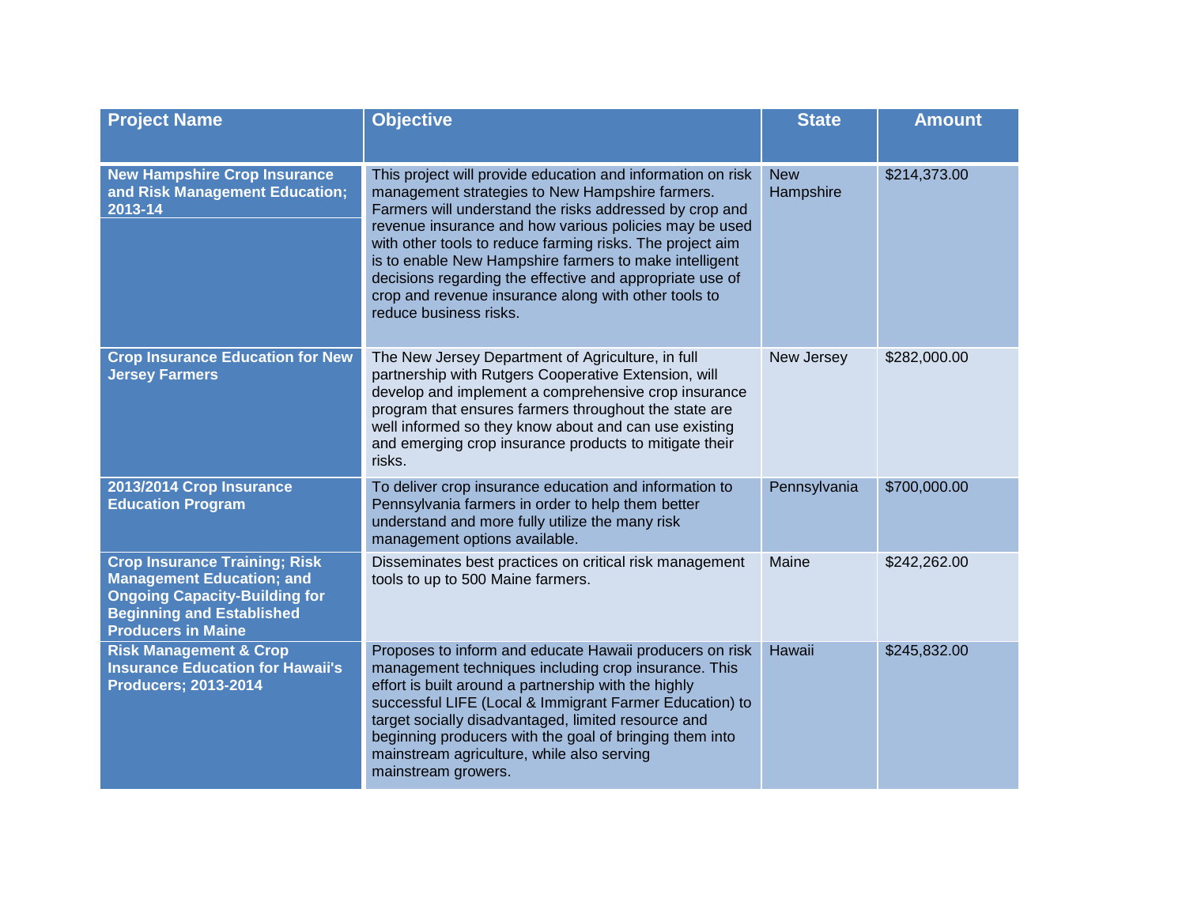| Project Name | Objective | State | Amount |
|---|---|---|---|
| **New Hampshire Crop Insurance and Risk Management Education; 2013-14** | This project will provide education and information on risk management strategies to New Hampshire farmers. Farmers will understand the risks addressed by crop and revenue insurance and how various policies may be used with other tools to reduce farming risks. The project aim is to enable New Hampshire farmers to make intelligent decisions regarding the effective and appropriate use of crop and revenue insurance along with other tools to reduce business risks. | New Hampshire | $214,373.00 |
| **Crop Insurance Education for New Jersey Farmers** | The New Jersey Department of Agriculture, in full partnership with Rutgers Cooperative Extension, will develop and implement a comprehensive crop insurance program that ensures farmers throughout the state are well informed so they know about and can use existing and emerging crop insurance products to mitigate their risks. | New Jersey | $282,000.00 |
| **2013/2014 Crop Insurance Education Program** | To deliver crop insurance education and information to Pennsylvania farmers in order to help them better understand and more fully utilize the many risk management options available. | Pennsylvania | $700,000.00 |
| **Crop Insurance Training; Risk Management Education; and Ongoing Capacity-Building for Beginning and Established Producers in Maine** | Disseminates best practices on critical risk management tools to up to 500 Maine farmers. | Maine | $242,262.00 |
| **Risk Management & Crop Insurance Education for Hawaii's Producers; 2013-2014** | Proposes to inform and educate Hawaii producers on risk management techniques including crop insurance. This effort is built around a partnership with the highly successful LIFE (Local & Immigrant Farmer Education) to target socially disadvantaged, limited resource and beginning producers with the goal of bringing them into mainstream agriculture, while also serving mainstream growers. | Hawaii | $245,832.00 |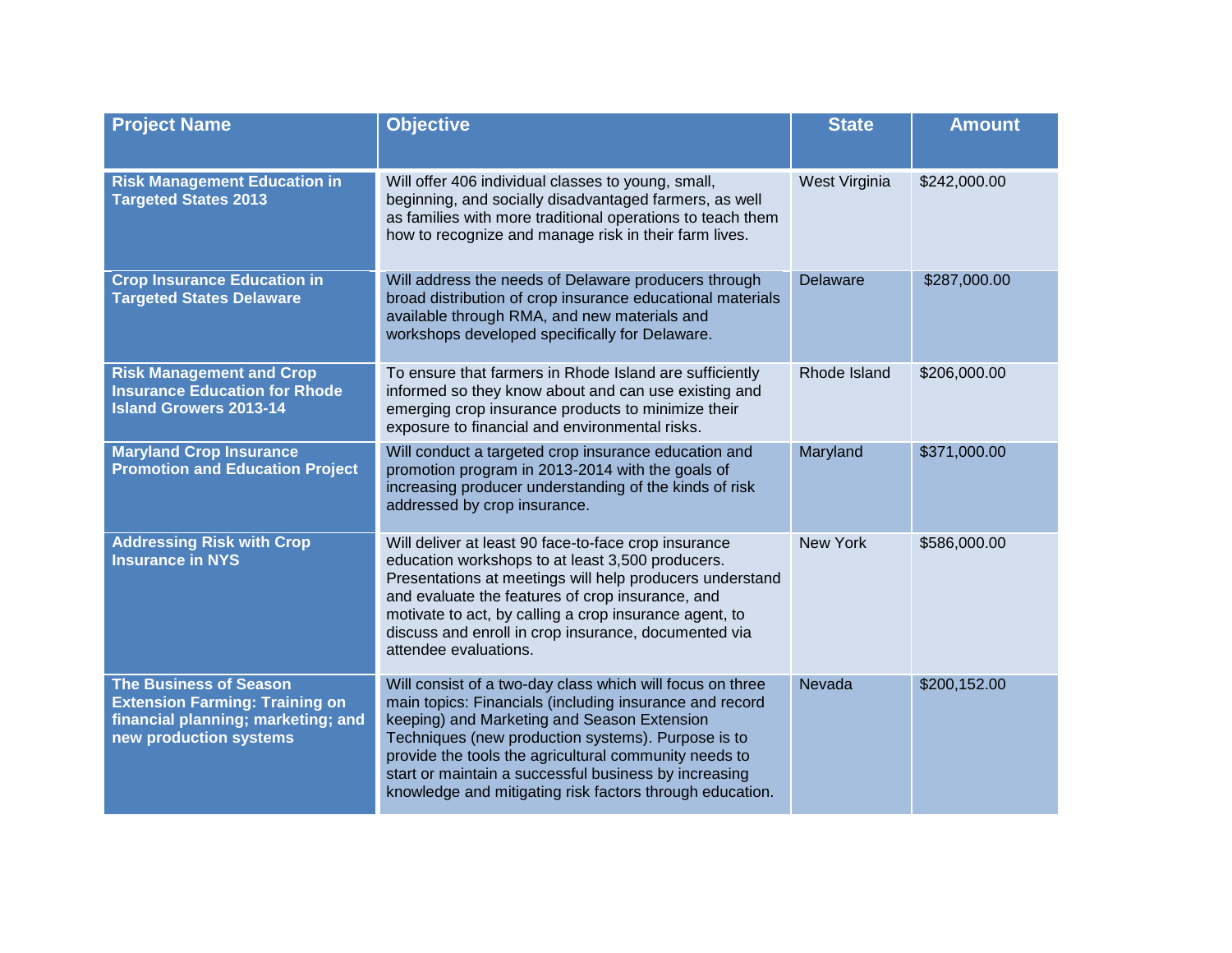| Project Name | Objective | State | Amount |
|---|---|---|---|
| **Risk Management Education in Targeted States 2013** | Will offer 406 individual classes to young, small, beginning, and socially disadvantaged farmers, as well as families with more traditional operations to teach them how to recognize and manage risk in their farm lives. | West Virginia | $242,000.00 |
| **Crop Insurance Education in Targeted States Delaware** | Will address the needs of Delaware producers through broad distribution of crop insurance educational materials available through RMA, and new materials and workshops developed specifically for Delaware. | Delaware | $287,000.00 |
| **Risk Management and Crop Insurance Education for Rhode Island Growers 2013-14** | To ensure that farmers in Rhode Island are sufficiently informed so they know about and can use existing and emerging crop insurance products to minimize their exposure to financial and environmental risks. | Rhode Island | $206,000.00 |
| **Maryland Crop Insurance Promotion and Education Project** | Will conduct a targeted crop insurance education and promotion program in 2013-2014 with the goals of increasing producer understanding of the kinds of risk addressed by crop insurance. | Maryland | $371,000.00 |
| **Addressing Risk with Crop Insurance in NYS** | Will deliver at least 90 face-to-face crop insurance education workshops to at least 3,500 producers. Presentations at meetings will help producers understand and evaluate the features of crop insurance, and motivate to act, by calling a crop insurance agent, to discuss and enroll in crop insurance, documented via attendee evaluations. | New York | $586,000.00 |
| **The Business of Season Extension Farming: Training on financial planning; marketing; and new production systems** | Will consist of a two-day class which will focus on three main topics: Financials (including insurance and record keeping) and Marketing and Season Extension Techniques (new production systems). Purpose is to provide the tools the agricultural community needs to start or maintain a successful business by increasing knowledge and mitigating risk factors through education. | Nevada | $200,152.00 |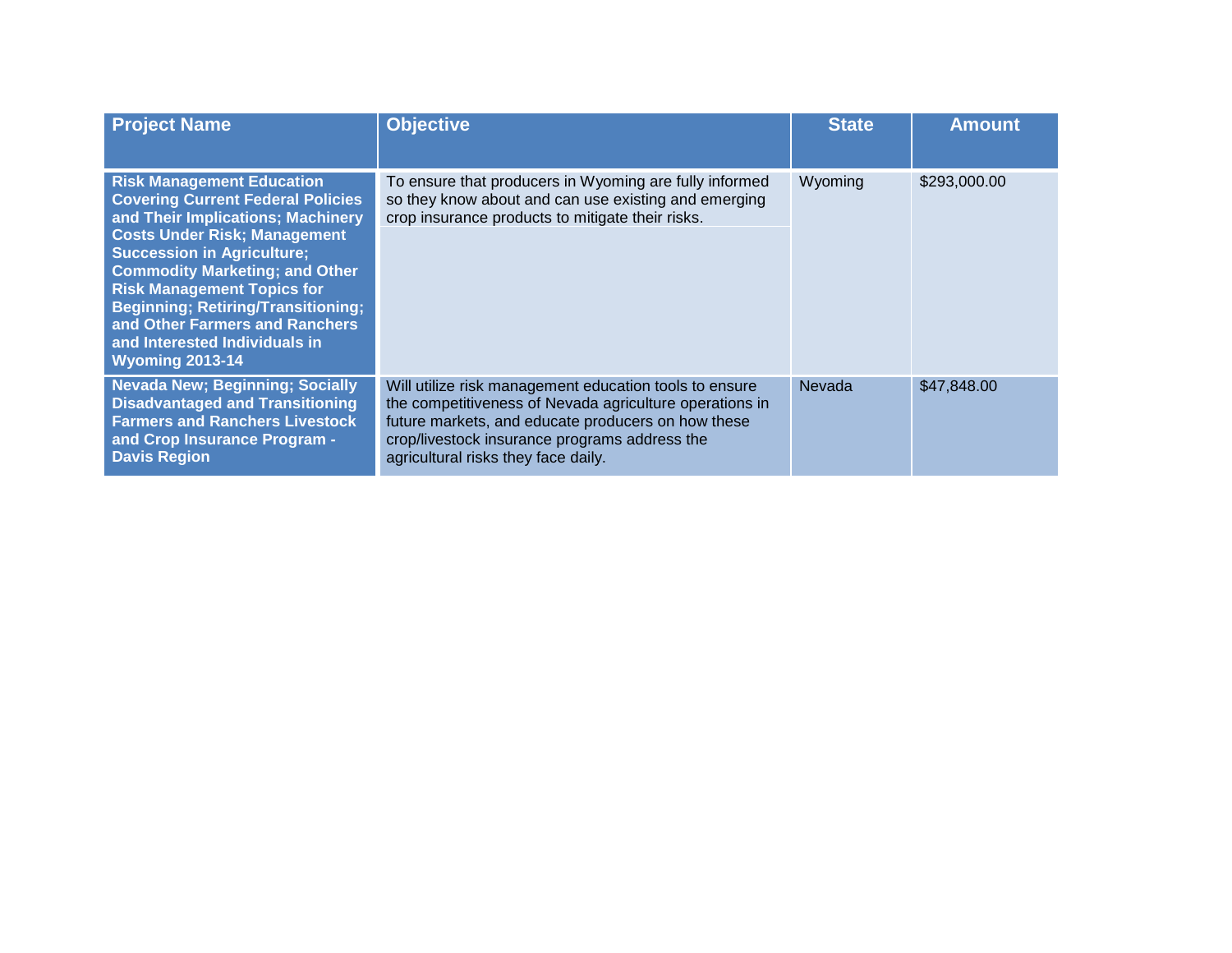| Project Name | Objective | State | Amount |
|---|---|---|---|
| **Risk Management Education Covering Current Federal Policies and Their Implications; Machinery Costs Under Risk; Management Succession in Agriculture; Commodity Marketing; and Other Risk Management Topics for Beginning; Retiring/Transitioning; and Other Farmers and Ranchers and Interested Individuals in Wyoming 2013-14** | To ensure that producers in Wyoming are fully informed so they know about and can use existing and emerging crop insurance products to mitigate their risks. | Wyoming | $293,000.00 |
| **Nevada New; Beginning; Socially Disadvantaged and Transitioning Farmers and Ranchers Livestock and Crop Insurance Program - Davis Region** | Will utilize risk management education tools to ensure the competitiveness of Nevada agriculture operations in future markets, and educate producers on how these crop/livestock insurance programs address the agricultural risks they face daily. | Nevada | $47,848.00 |